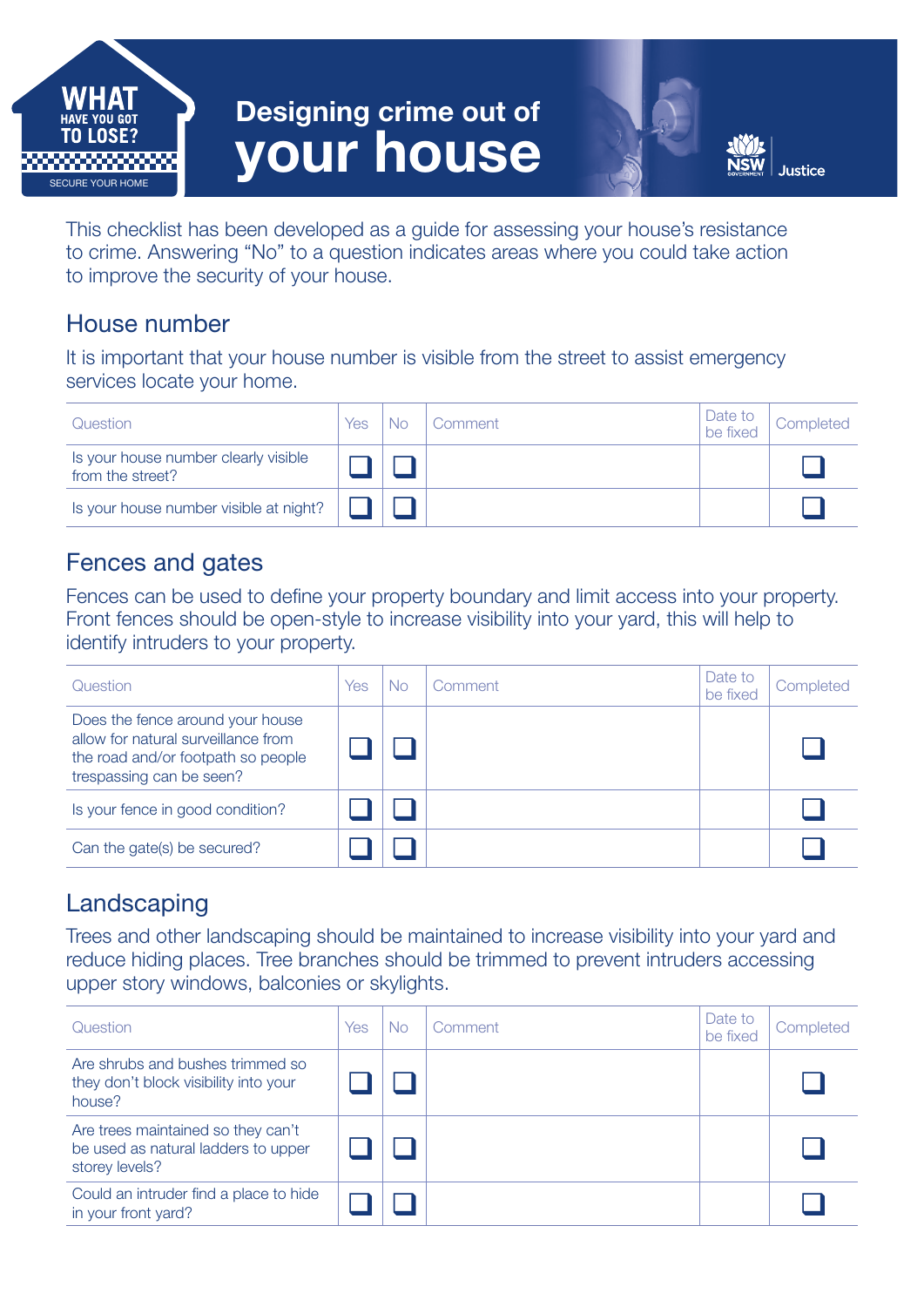WHAT HAVE YOU GOT TO LOSE?

SECURE YOUR HOME

# Designing crime out of your house

NSW GOVERNMENT Justice

This checklist has been developed as a guide for assessing your house's resistance to crime. Answering "No" to a question indicates areas where you could take action to improve the security of your house.

## House number

It is important that your house number is visible from the street to assist emergency services locate your home.

| Question | Yes | No | Comment | Date to be fixed | Completed |
|---|---|---|---|---|---|
| Is your house number clearly visible from the street? | ☐ | ☐ | | | ☐ |
| Is your house number visible at night? | ☐ | ☐ | | | ☐ |

## Fences and gates

Fences can be used to define your property boundary and limit access into your property. Front fences should be open-style to increase visibility into your yard, this will help to identify intruders to your property.

| Question | Yes | No | Comment | Date to be fixed | Completed |
|---|---|---|---|---|---|
| Does the fence around your house allow for natural surveillance from the road and/or footpath so people trespassing can be seen? | ☐ | ☐ | | | ☐ |
| Is your fence in good condition? | ☐ | ☐ | | | ☐ |
| Can the gate(s) be secured? | ☐ | ☐ | | | ☐ |

## Landscaping

Trees and other landscaping should be maintained to increase visibility into your yard and reduce hiding places. Tree branches should be trimmed to prevent intruders accessing upper story windows, balconies or skylights.

| Question | Yes | No | Comment | Date to be fixed | Completed |
|---|---|---|---|---|---|
| Are shrubs and bushes trimmed so they don't block visibility into your house? | ☐ | ☐ | | | ☐ |
| Are trees maintained so they can't be used as natural ladders to upper storey levels? | ☐ | ☐ | | | ☐ |
| Could an intruder find a place to hide in your front yard? | ☐ | ☐ | | | ☐ |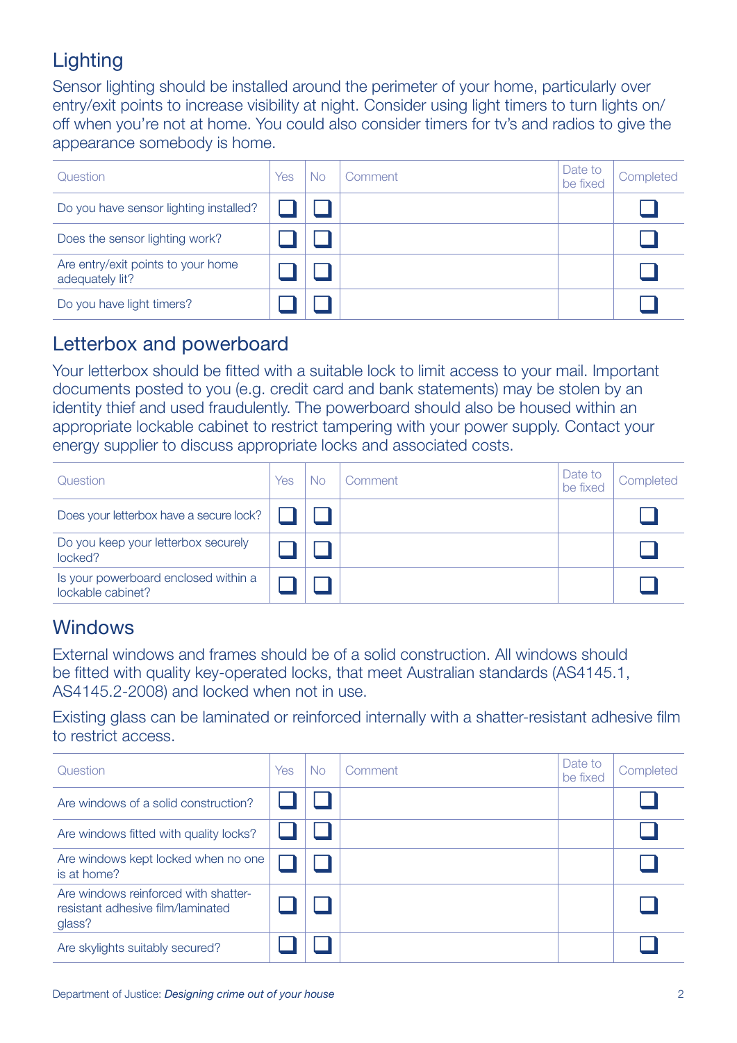## Lighting

Sensor lighting should be installed around the perimeter of your home, particularly over entry/exit points to increase visibility at night. Consider using light timers to turn lights on/off when you're not at home. You could also consider timers for tv's and radios to give the appearance somebody is home.

| Question | Yes | No | Comment | Date to be fixed | Completed |
|---|---|---|---|---|---|
| Do you have sensor lighting installed? | ☐ | ☐ | | | ☐ |
| Does the sensor lighting work? | ☐ | ☐ | | | ☐ |
| Are entry/exit points to your home adequately lit? | ☐ | ☐ | | | ☐ |
| Do you have light timers? | ☐ | ☐ | | | ☐ |

## Letterbox and powerboard

Your letterbox should be fitted with a suitable lock to limit access to your mail. Important documents posted to you (e.g. credit card and bank statements) may be stolen by an identity thief and used fraudulently. The powerboard should also be housed within an appropriate lockable cabinet to restrict tampering with your power supply. Contact your energy supplier to discuss appropriate locks and associated costs.

| Question | Yes | No | Comment | Date to be fixed | Completed |
|---|---|---|---|---|---|
| Does your letterbox have a secure lock? | ☐ | ☐ | | | ☐ |
| Do you keep your letterbox securely locked? | ☐ | ☐ | | | ☐ |
| Is your powerboard enclosed within a lockable cabinet? | ☐ | ☐ | | | ☐ |

## Windows

External windows and frames should be of a solid construction. All windows should be fitted with quality key-operated locks, that meet Australian standards (AS4145.1, AS4145.2-2008) and locked when not in use.

Existing glass can be laminated or reinforced internally with a shatter-resistant adhesive film to restrict access.

| Question | Yes | No | Comment | Date to be fixed | Completed |
|---|---|---|---|---|---|
| Are windows of a solid construction? | ☐ | ☐ | | | ☐ |
| Are windows fitted with quality locks? | ☐ | ☐ | | | ☐ |
| Are windows kept locked when no one is at home? | ☐ | ☐ | | | ☐ |
| Are windows reinforced with shatter-resistant adhesive film/laminated glass? | ☐ | ☐ | | | ☐ |
| Are skylights suitably secured? | ☐ | ☐ | | | ☐ |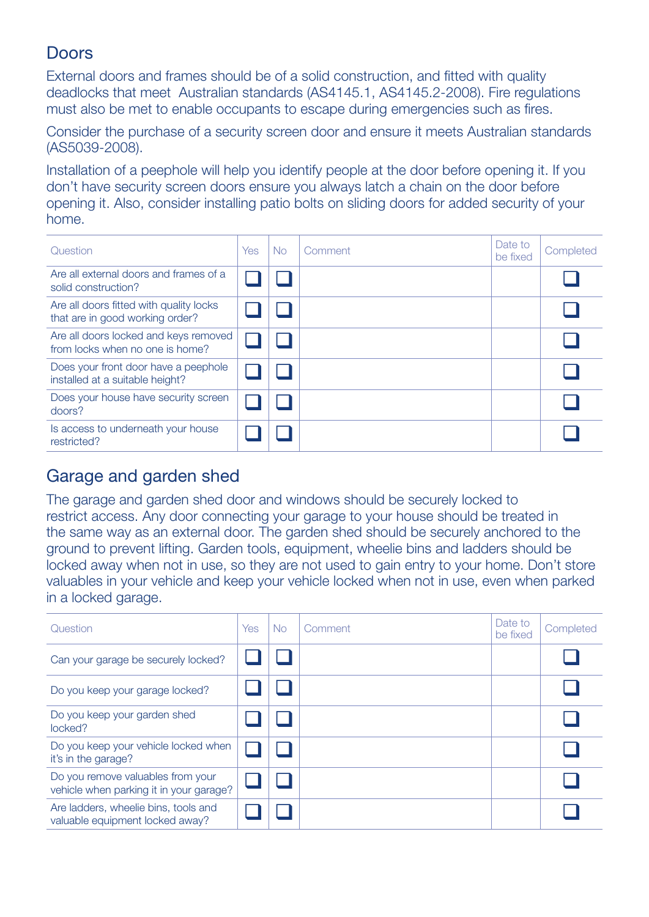## Doors

External doors and frames should be of a solid construction, and fitted with quality deadlocks that meet Australian standards (AS4145.1, AS4145.2-2008). Fire regulations must also be met to enable occupants to escape during emergencies such as fires.

Consider the purchase of a security screen door and ensure it meets Australian standards (AS5039-2008).

Installation of a peephole will help you identify people at the door before opening it. If you don't have security screen doors ensure you always latch a chain on the door before opening it. Also, consider installing patio bolts on sliding doors for added security of your home.

| Question | Yes | No | Comment | Date to be fixed | Completed |
|---|---|---|---|---|---|
| Are all external doors and frames of a solid construction? | ☐ | ☐ | | | ☐ |
| Are all doors fitted with quality locks that are in good working order? | ☐ | ☐ | | | ☐ |
| Are all doors locked and keys removed from locks when no one is home? | ☐ | ☐ | | | ☐ |
| Does your front door have a peephole installed at a suitable height? | ☐ | ☐ | | | ☐ |
| Does your house have security screen doors? | ☐ | ☐ | | | ☐ |
| Is access to underneath your house restricted? | ☐ | ☐ | | | ☐ |

## Garage and garden shed

The garage and garden shed door and windows should be securely locked to restrict access. Any door connecting your garage to your house should be treated in the same way as an external door. The garden shed should be securely anchored to the ground to prevent lifting. Garden tools, equipment, wheelie bins and ladders should be locked away when not in use, so they are not used to gain entry to your home. Don't store valuables in your vehicle and keep your vehicle locked when not in use, even when parked in a locked garage.

| Question | Yes | No | Comment | Date to be fixed | Completed |
|---|---|---|---|---|---|
| Can your garage be securely locked? | ☐ | ☐ | | | ☐ |
| Do you keep your garage locked? | ☐ | ☐ | | | ☐ |
| Do you keep your garden shed locked? | ☐ | ☐ | | | ☐ |
| Do you keep your vehicle locked when it's in the garage? | ☐ | ☐ | | | ☐ |
| Do you remove valuables from your vehicle when parking it in your garage? | ☐ | ☐ | | | ☐ |
| Are ladders, wheelie bins, tools and valuable equipment locked away? | ☐ | ☐ | | | ☐ |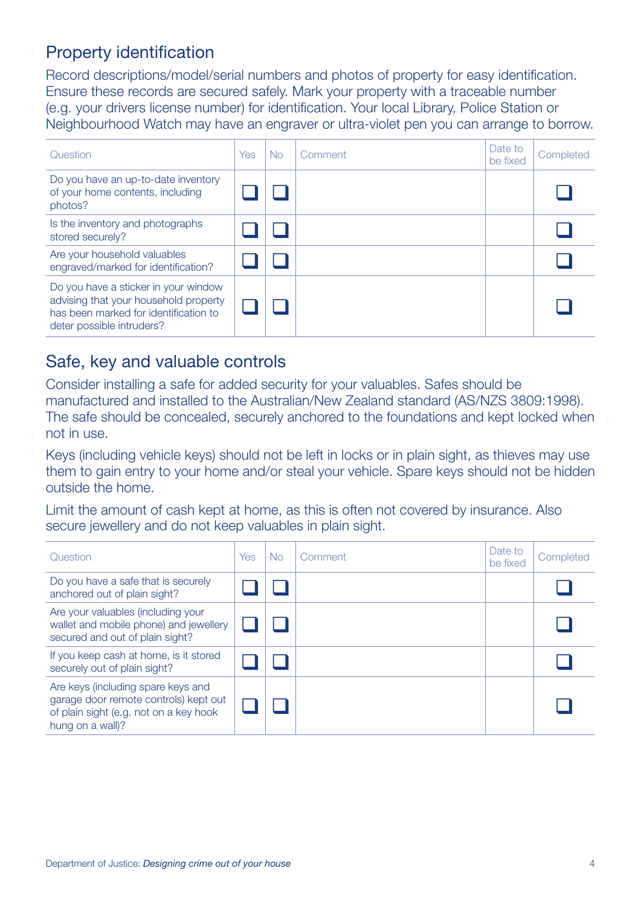## Property identification

Record descriptions/model/serial numbers and photos of property for easy identification. Ensure these records are secured safely. Mark your property with a traceable number (e.g. your drivers license number) for identification. Your local Library, Police Station or Neighbourhood Watch may have an engraver or ultra-violet pen you can arrange to borrow.

| Question | Yes | No | Comment | Date to be fixed | Completed |
|---|---|---|---|---|---|
| Do you have an up-to-date inventory of your home contents, including photos? | ☐ | ☐ | | | ☐ |
| Is the inventory and photographs stored securely? | ☐ | ☐ | | | ☐ |
| Are your household valuables engraved/marked for identification? | ☐ | ☐ | | | ☐ |
| Do you have a sticker in your window advising that your household property has been marked for identification to deter possible intruders? | ☐ | ☐ | | | ☐ |

## Safe, key and valuable controls

Consider installing a safe for added security for your valuables. Safes should be manufactured and installed to the Australian/New Zealand standard (AS/NZS 3809:1998). The safe should be concealed, securely anchored to the foundations and kept locked when not in use.

Keys (including vehicle keys) should not be left in locks or in plain sight, as thieves may use them to gain entry to your home and/or steal your vehicle. Spare keys should not be hidden outside the home.

Limit the amount of cash kept at home, as this is often not covered by insurance. Also secure jewellery and do not keep valuables in plain sight.

| Question | Yes | No | Comment | Date to be fixed | Completed |
|---|---|---|---|---|---|
| Do you have a safe that is securely anchored out of plain sight? | ☐ | ☐ | | | ☐ |
| Are your valuables (including your wallet and mobile phone) and jewellery secured and out of plain sight? | ☐ | ☐ | | | ☐ |
| If you keep cash at home, is it stored securely out of plain sight? | ☐ | ☐ | | | ☐ |
| Are keys (including spare keys and garage door remote controls) kept out of plain sight (e.g. not on a key hook hung on a wall)? | ☐ | ☐ | | | ☐ |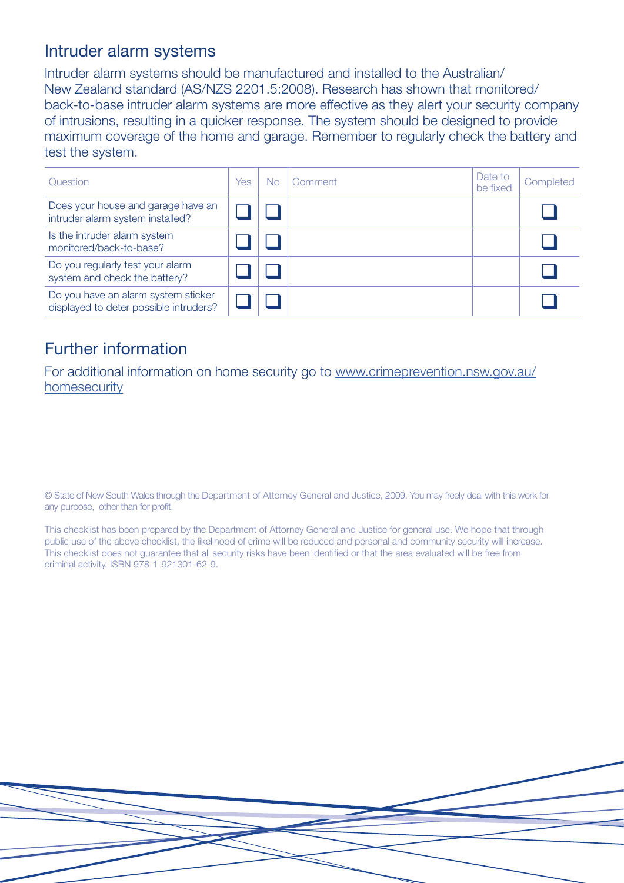## Intruder alarm systems

Intruder alarm systems should be manufactured and installed to the Australian/ New Zealand standard (AS/NZS 2201.5:2008). Research has shown that monitored/ back-to-base intruder alarm systems are more effective as they alert your security company of intrusions, resulting in a quicker response. The system should be designed to provide maximum coverage of the home and garage. Remember to regularly check the battery and test the system.

| Question | Yes | No | Comment | Date to be fixed | Completed |
|---|---|---|---|---|---|
| Does your house and garage have an intruder alarm system installed? | ☐ | ☐ | | | ☐ |
| Is the intruder alarm system monitored/back-to-base? | ☐ | ☐ | | | ☐ |
| Do you regularly test your alarm system and check the battery? | ☐ | ☐ | | | ☐ |
| Do you have an alarm system sticker displayed to deter possible intruders? | ☐ | ☐ | | | ☐ |

## Further information

For additional information on home security go to [www.crimeprevention.nsw.gov.au/homesecurity](http://www.crimeprevention.nsw.gov.au/homesecurity)

© State of New South Wales through the Department of Attorney General and Justice, 2009. You may freely deal with this work for any purpose, other than for profit.

This checklist has been prepared by the Department of Attorney General and Justice for general use. We hope that through public use of the above checklist, the likelihood of crime will be reduced and personal and community security will increase. This checklist does not guarantee that all security risks have been identified or that the area evaluated will be free from criminal activity. ISBN 978-1-921301-62-9.